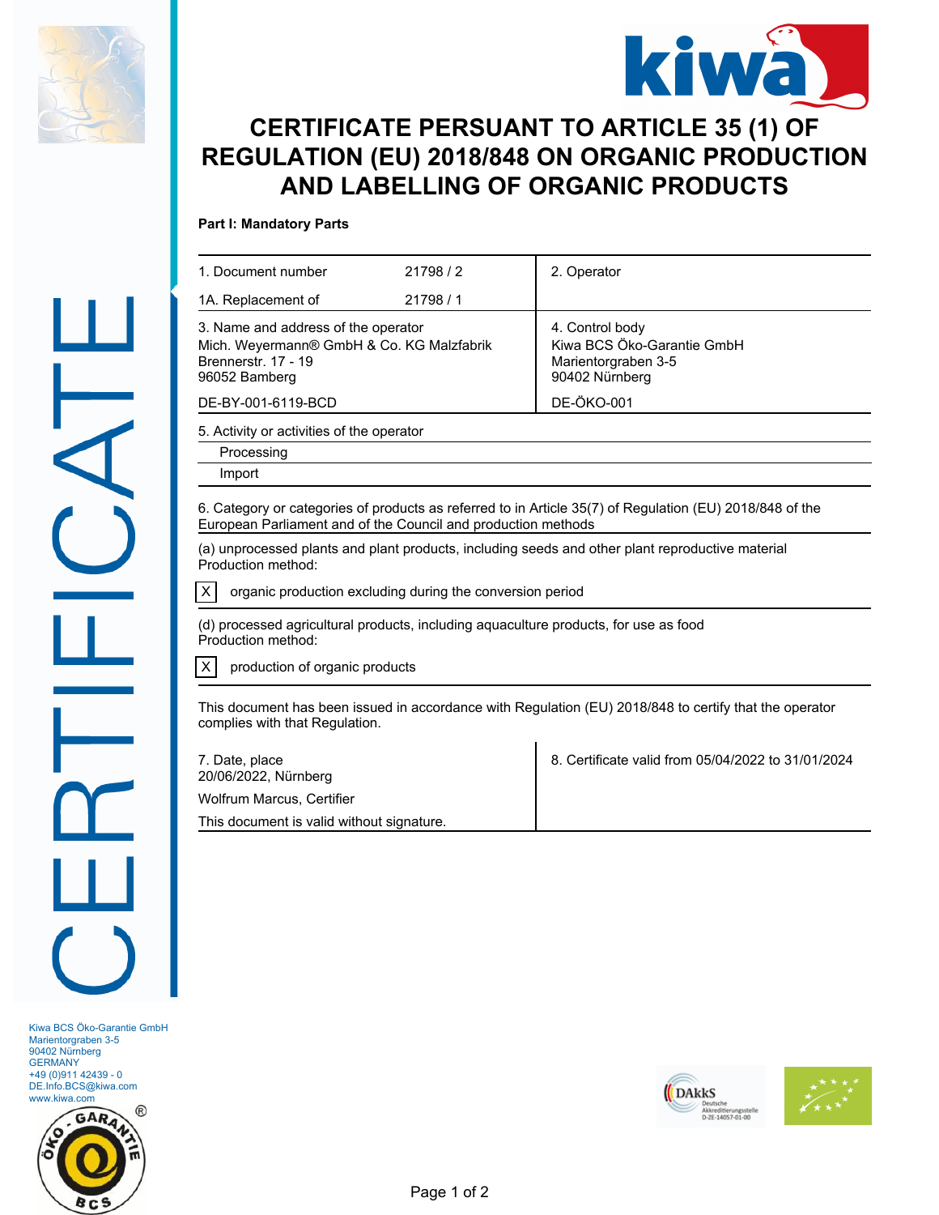# CERTIFICATE PERSUANT TO ARTICLE 35 (1) OF REGULATION (EU) 2018/848 ON ORGANIC PRODUCTION AND LABELLING OF ORGANIC PRODUCTS

**Part I: Mandatory Parts**

| | | |
|---|---|---|
| 1. Document number | 21798 / 2 | 2. Operator |
| 1A. Replacement of | 21798 / 1 | |
| 3. Name and address of the operator<br>Mich. Weyermann® GmbH & Co. KG Malzfabrik<br>Brennerstr. 17 - 19<br>96052 Bamberg<br><br>DE-BY-001-6119-BCD | | 4. Control body<br>Kiwa BCS Öko-Garantie GmbH<br>Marientorgraben 3-5<br>90402 Nürnberg<br><br>DE-ÖKO-001 |

5. Activity or activities of the operator

- Processing
- Import

6. Category or categories of products as referred to in Article 35(7) of Regulation (EU) 2018/848 of the European Parliament and of the Council and production methods

(a) unprocessed plants and plant products, including seeds and other plant reproductive material
Production method:

[X] organic production excluding during the conversion period

(d) processed agricultural products, including aquaculture products, for use as food
Production method:

[X] production of organic products

This document has been issued in accordance with Regulation (EU) 2018/848 to certify that the operator complies with that Regulation.

| | |
|---|---|
| 7. Date, place<br>20/06/2022, Nürnberg<br><br>Wolfrum Marcus, Certifier<br><br>This document is valid without signature. | 8. Certificate valid from 05/04/2022 to 31/01/2024 |

Kiwa BCS Öko-Garantie GmbH
Marientorgraben 3-5
90402 Nürnberg
GERMANY
+49 (0)911 42439 - 0
DE.Info.BCS@kiwa.com
www.kiwa.com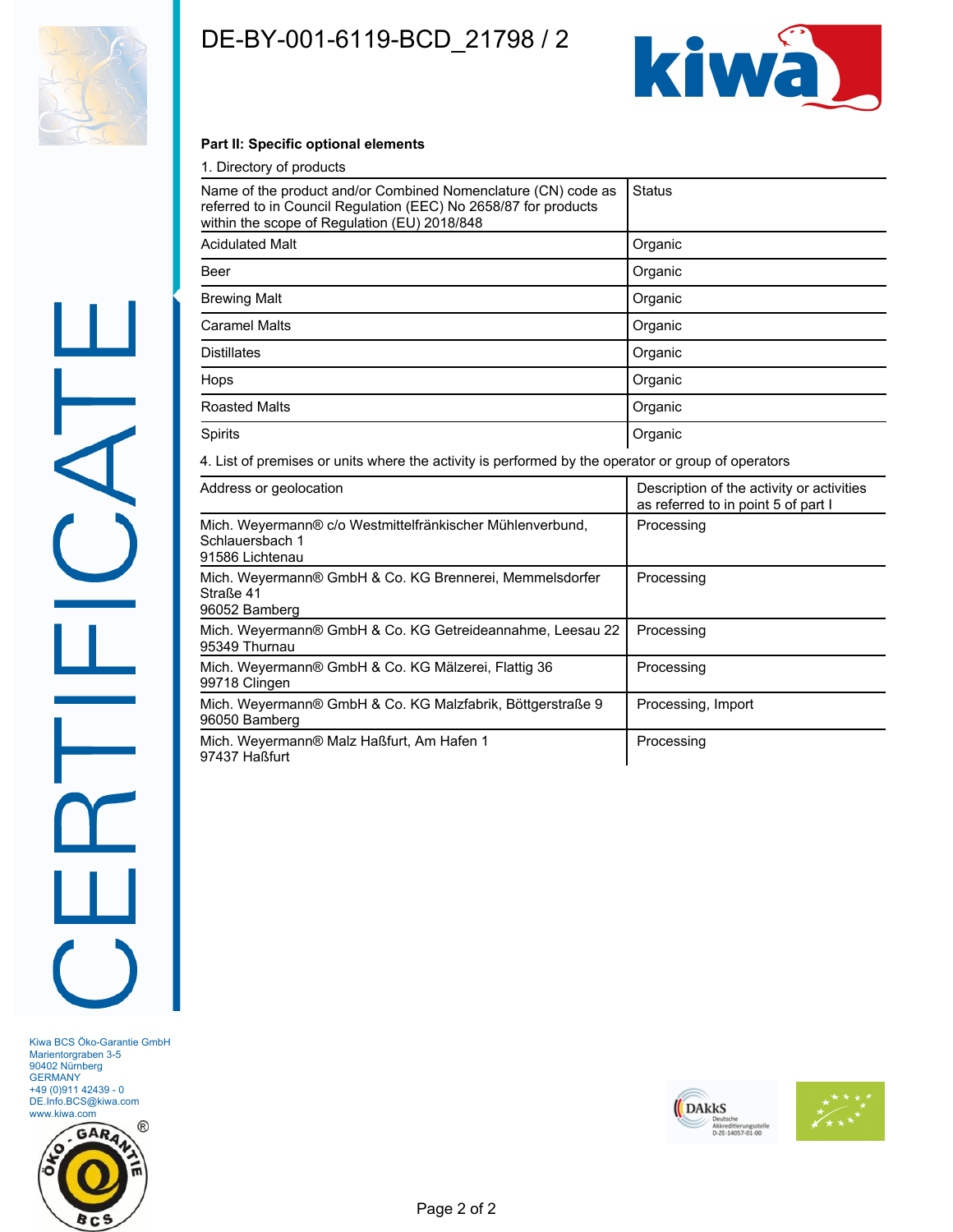DE-BY-001-6119-BCD_21798 / 2

**Part II: Specific optional elements**

1. Directory of products

| Name of the product and/or Combined Nomenclature (CN) code as referred to in Council Regulation (EEC) No 2658/87 for products within the scope of Regulation (EU) 2018/848 | Status |
|---|---|
| Acidulated Malt | Organic |
| Beer | Organic |
| Brewing Malt | Organic |
| Caramel Malts | Organic |
| Distillates | Organic |
| Hops | Organic |
| Roasted Malts | Organic |
| Spirits | Organic |

4. List of premises or units where the activity is performed by the operator or group of operators

| Address or geolocation | Description of the activity or activities as referred to in point 5 of part I |
|---|---|
| Mich. Weyermann® c/o Westmittelfränkischer Mühlenverbund, Schlauersbach 1<br>91586 Lichtenau | Processing |
| Mich. Weyermann® GmbH & Co. KG Brennerei, Memmelsdorfer Straße 41<br>96052 Bamberg | Processing |
| Mich. Weyermann® GmbH & Co. KG Getreideannahme, Leesau 22<br>95349 Thurnau | Processing |
| Mich. Weyermann® GmbH & Co. KG Mälzerei, Flattig 36<br>99718 Clingen | Processing |
| Mich. Weyermann® GmbH & Co. KG Malzfabrik, Böttgerstraße 9<br>96050 Bamberg | Processing, Import |
| Mich. Weyermann® Malz Haßfurt, Am Hafen 1<br>97437 Haßfurt | Processing |

Kiwa BCS Öko-Garantie GmbH
Marientorgraben 3-5
90402 Nürnberg
GERMANY
+49 (0)911 42439 - 0
DE.Info.BCS@kiwa.com
www.kiwa.com